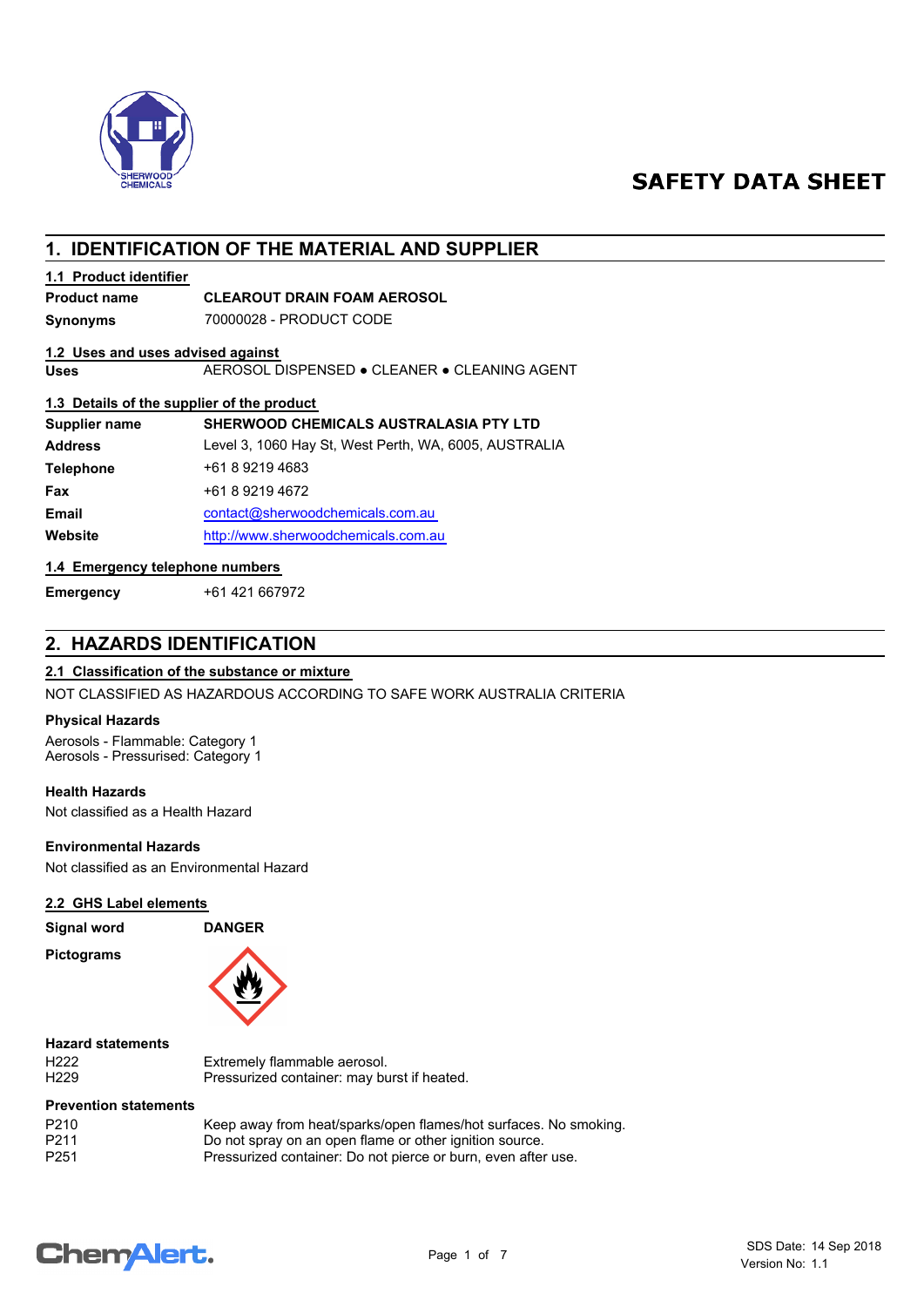# SAFETY DATA SHEET

## 1. IDENTIFICATION OF THE MATERIAL AND SUPPLIER

### 1.1 Product identifier

| | |
|---|---|
| **Product name** | **CLEAROUT DRAIN FOAM AEROSOL** |
| **Synonyms** | 70000028 - PRODUCT CODE |

### 1.2 Uses and uses advised against

| | |
|---|---|
| **Uses** | AEROSOL DISPENSED ● CLEANER ● CLEANING AGENT |

### 1.3 Details of the supplier of the product

| | |
|---|---|
| **Supplier name** | **SHERWOOD CHEMICALS AUSTRALASIA PTY LTD** |
| **Address** | Level 3, 1060 Hay St, West Perth, WA, 6005, AUSTRALIA |
| **Telephone** | +61 8 9219 4683 |
| **Fax** | +61 8 9219 4672 |
| **Email** | contact@sherwoodchemicals.com.au |
| **Website** | http://www.sherwoodchemicals.com.au |

### 1.4 Emergency telephone numbers

| | |
|---|---|
| **Emergency** | +61 421 667972 |

## 2. HAZARDS IDENTIFICATION

### 2.1 Classification of the substance or mixture

NOT CLASSIFIED AS HAZARDOUS ACCORDING TO SAFE WORK AUSTRALIA CRITERIA

**Physical Hazards**

Aerosols - Flammable: Category 1
Aerosols - Pressurised: Category 1

**Health Hazards**

Not classified as a Health Hazard

**Environmental Hazards**

Not classified as an Environmental Hazard

### 2.2 GHS Label elements

| | |
|---|---|
| **Signal word** | **DANGER** |
| **Pictograms** | |

**Hazard statements**

| | |
|---|---|
| H222 | Extremely flammable aerosol. |
| H229 | Pressurized container: may burst if heated. |

**Prevention statements**

| | |
|---|---|
| P210 | Keep away from heat/sparks/open flames/hot surfaces. No smoking. |
| P211 | Do not spray on an open flame or other ignition source. |
| P251 | Pressurized container: Do not pierce or burn, even after use. |

SDS Date: 14 Sep 2018
Version No: 1.1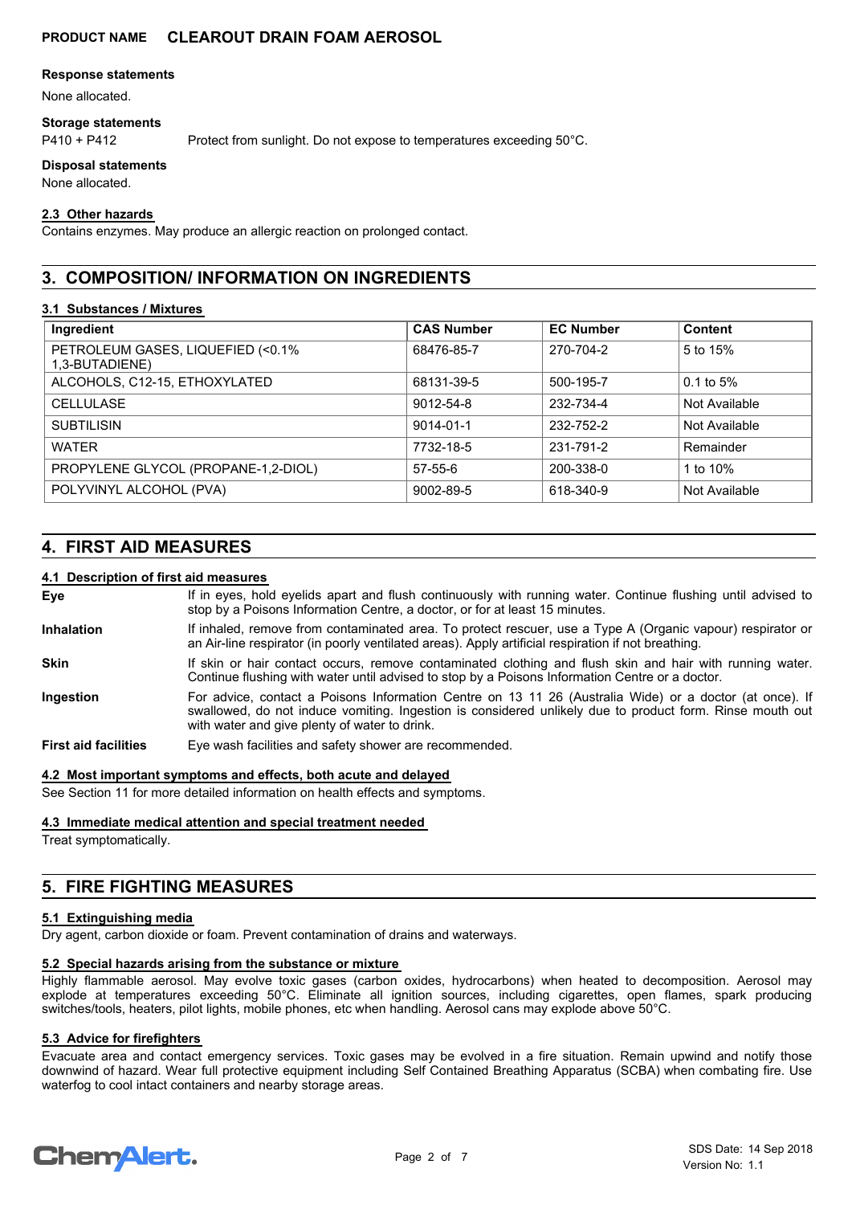**Response statements**

None allocated.

**Storage statements**

P410 + P412 Protect from sunlight. Do not expose to temperatures exceeding 50°C.

**Disposal statements**

None allocated.

### 2.3 Other hazards

Contains enzymes. May produce an allergic reaction on prolonged contact.

## 3. COMPOSITION/ INFORMATION ON INGREDIENTS

### 3.1 Substances / Mixtures

| Ingredient | CAS Number | EC Number | Content |
| --- | --- | --- | --- |
| PETROLEUM GASES, LIQUEFIED (<0.1% 1,3-BUTADIENE) | 68476-85-7 | 270-704-2 | 5 to 15% |
| ALCOHOLS, C12-15, ETHOXYLATED | 68131-39-5 | 500-195-7 | 0.1 to 5% |
| CELLULASE | 9012-54-8 | 232-734-4 | Not Available |
| SUBTILISIN | 9014-01-1 | 232-752-2 | Not Available |
| WATER | 7732-18-5 | 231-791-2 | Remainder |
| PROPYLENE GLYCOL (PROPANE-1,2-DIOL) | 57-55-6 | 200-338-0 | 1 to 10% |
| POLYVINYL ALCOHOL (PVA) | 9002-89-5 | 618-340-9 | Not Available |

## 4. FIRST AID MEASURES

### 4.1 Description of first aid measures

**Eye** If in eyes, hold eyelids apart and flush continuously with running water. Continue flushing until advised to stop by a Poisons Information Centre, a doctor, or for at least 15 minutes.

**Inhalation** If inhaled, remove from contaminated area. To protect rescuer, use a Type A (Organic vapour) respirator or an Air-line respirator (in poorly ventilated areas). Apply artificial respiration if not breathing.

**Skin** If skin or hair contact occurs, remove contaminated clothing and flush skin and hair with running water. Continue flushing with water until advised to stop by a Poisons Information Centre or a doctor.

**Ingestion** For advice, contact a Poisons Information Centre on 13 11 26 (Australia Wide) or a doctor (at once). If swallowed, do not induce vomiting. Ingestion is considered unlikely due to product form. Rinse mouth out with water and give plenty of water to drink.

**First aid facilities** Eye wash facilities and safety shower are recommended.

### 4.2 Most important symptoms and effects, both acute and delayed

See Section 11 for more detailed information on health effects and symptoms.

### 4.3 Immediate medical attention and special treatment needed

Treat symptomatically.

## 5. FIRE FIGHTING MEASURES

### 5.1 Extinguishing media

Dry agent, carbon dioxide or foam. Prevent contamination of drains and waterways.

### 5.2 Special hazards arising from the substance or mixture

Highly flammable aerosol. May evolve toxic gases (carbon oxides, hydrocarbons) when heated to decomposition. Aerosol may explode at temperatures exceeding 50°C. Eliminate all ignition sources, including cigarettes, open flames, spark producing switches/tools, heaters, pilot lights, mobile phones, etc when handling. Aerosol cans may explode above 50°C.

### 5.3 Advice for firefighters

Evacuate area and contact emergency services. Toxic gases may be evolved in a fire situation. Remain upwind and notify those downwind of hazard. Wear full protective equipment including Self Contained Breathing Apparatus (SCBA) when combating fire. Use waterfog to cool intact containers and nearby storage areas.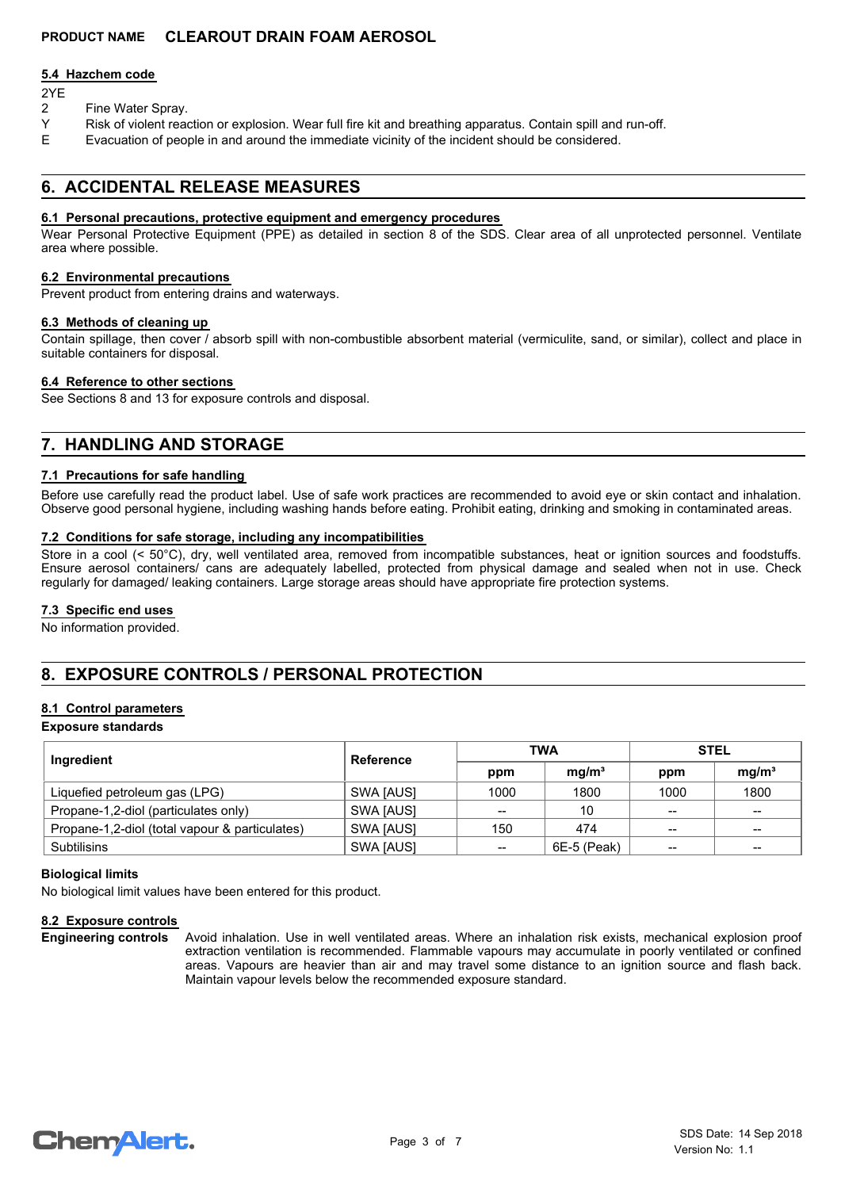### 5.4 Hazchem code

2YE

2 Fine Water Spray.
Y Risk of violent reaction or explosion. Wear full fire kit and breathing apparatus. Contain spill and run-off.
E Evacuation of people in and around the immediate vicinity of the incident should be considered.

## 6. ACCIDENTAL RELEASE MEASURES

### 6.1 Personal precautions, protective equipment and emergency procedures

Wear Personal Protective Equipment (PPE) as detailed in section 8 of the SDS. Clear area of all unprotected personnel. Ventilate area where possible.

### 6.2 Environmental precautions

Prevent product from entering drains and waterways.

### 6.3 Methods of cleaning up

Contain spillage, then cover / absorb spill with non-combustible absorbent material (vermiculite, sand, or similar), collect and place in suitable containers for disposal.

### 6.4 Reference to other sections

See Sections 8 and 13 for exposure controls and disposal.

## 7. HANDLING AND STORAGE

### 7.1 Precautions for safe handling

Before use carefully read the product label. Use of safe work practices are recommended to avoid eye or skin contact and inhalation. Observe good personal hygiene, including washing hands before eating. Prohibit eating, drinking and smoking in contaminated areas.

### 7.2 Conditions for safe storage, including any incompatibilities

Store in a cool (< 50°C), dry, well ventilated area, removed from incompatible substances, heat or ignition sources and foodstuffs. Ensure aerosol containers/ cans are adequately labelled, protected from physical damage and sealed when not in use. Check regularly for damaged/ leaking containers. Large storage areas should have appropriate fire protection systems.

### 7.3 Specific end uses

No information provided.

## 8. EXPOSURE CONTROLS / PERSONAL PROTECTION

### 8.1 Control parameters

**Exposure standards**

| Ingredient | Reference | TWA | | STEL | |
|---|---|---|---|---|---|
| | | ppm | mg/m³ | ppm | mg/m³ |
| Liquefied petroleum gas (LPG) | SWA [AUS] | 1000 | 1800 | 1000 | 1800 |
| Propane-1,2-diol (particulates only) | SWA [AUS] | -- | 10 | -- | -- |
| Propane-1,2-diol (total vapour & particulates) | SWA [AUS] | 150 | 474 | -- | -- |
| Subtilisins | SWA [AUS] | -- | 6E-5 (Peak) | -- | -- |

**Biological limits**

No biological limit values have been entered for this product.

### 8.2 Exposure controls

**Engineering controls** Avoid inhalation. Use in well ventilated areas. Where an inhalation risk exists, mechanical explosion proof extraction ventilation is recommended. Flammable vapours may accumulate in poorly ventilated or confined areas. Vapours are heavier than air and may travel some distance to an ignition source and flash back. Maintain vapour levels below the recommended exposure standard.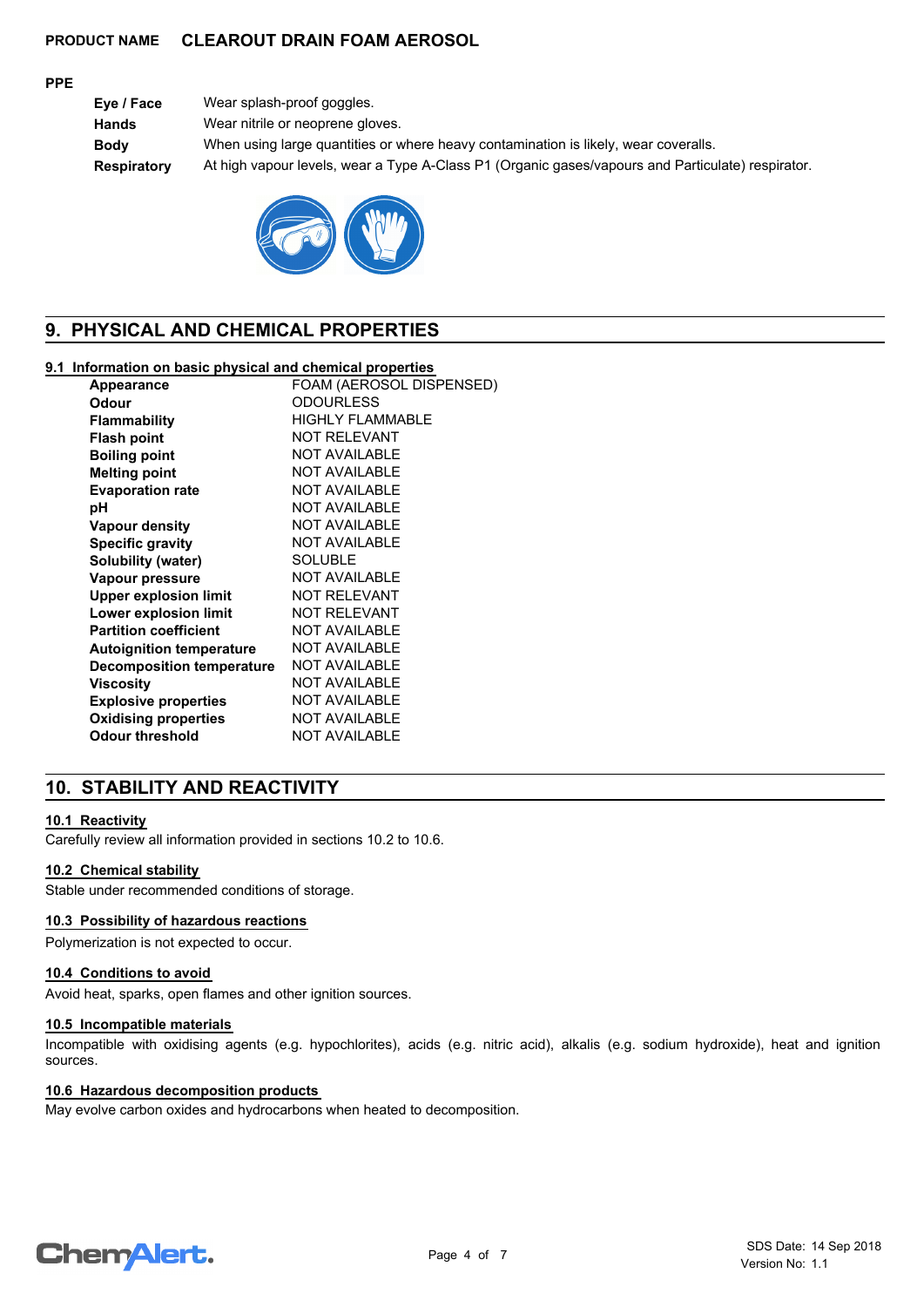**PRODUCT NAME** **CLEAROUT DRAIN FOAM AEROSOL**

**PPE**

| | |
|---|---|
| **Eye / Face** | Wear splash-proof goggles. |
| **Hands** | Wear nitrile or neoprene gloves. |
| **Body** | When using large quantities or where heavy contamination is likely, wear coveralls. |
| **Respiratory** | At high vapour levels, wear a Type A-Class P1 (Organic gases/vapours and Particulate) respirator. |

## 9. PHYSICAL AND CHEMICAL PROPERTIES

### 9.1 Information on basic physical and chemical properties

| | |
|---|---|
| **Appearance** | FOAM (AEROSOL DISPENSED) |
| **Odour** | ODOURLESS |
| **Flammability** | HIGHLY FLAMMABLE |
| **Flash point** | NOT RELEVANT |
| **Boiling point** | NOT AVAILABLE |
| **Melting point** | NOT AVAILABLE |
| **Evaporation rate** | NOT AVAILABLE |
| **pH** | NOT AVAILABLE |
| **Vapour density** | NOT AVAILABLE |
| **Specific gravity** | NOT AVAILABLE |
| **Solubility (water)** | SOLUBLE |
| **Vapour pressure** | NOT AVAILABLE |
| **Upper explosion limit** | NOT RELEVANT |
| **Lower explosion limit** | NOT RELEVANT |
| **Partition coefficient** | NOT AVAILABLE |
| **Autoignition temperature** | NOT AVAILABLE |
| **Decomposition temperature** | NOT AVAILABLE |
| **Viscosity** | NOT AVAILABLE |
| **Explosive properties** | NOT AVAILABLE |
| **Oxidising properties** | NOT AVAILABLE |
| **Odour threshold** | NOT AVAILABLE |

## 10. STABILITY AND REACTIVITY

### 10.1 Reactivity

Carefully review all information provided in sections 10.2 to 10.6.

### 10.2 Chemical stability

Stable under recommended conditions of storage.

### 10.3 Possibility of hazardous reactions

Polymerization is not expected to occur.

### 10.4 Conditions to avoid

Avoid heat, sparks, open flames and other ignition sources.

### 10.5 Incompatible materials

Incompatible with oxidising agents (e.g. hypochlorites), acids (e.g. nitric acid), alkalis (e.g. sodium hydroxide), heat and ignition sources.

### 10.6 Hazardous decomposition products

May evolve carbon oxides and hydrocarbons when heated to decomposition.

SDS Date: 14 Sep 2018
Version No: 1.1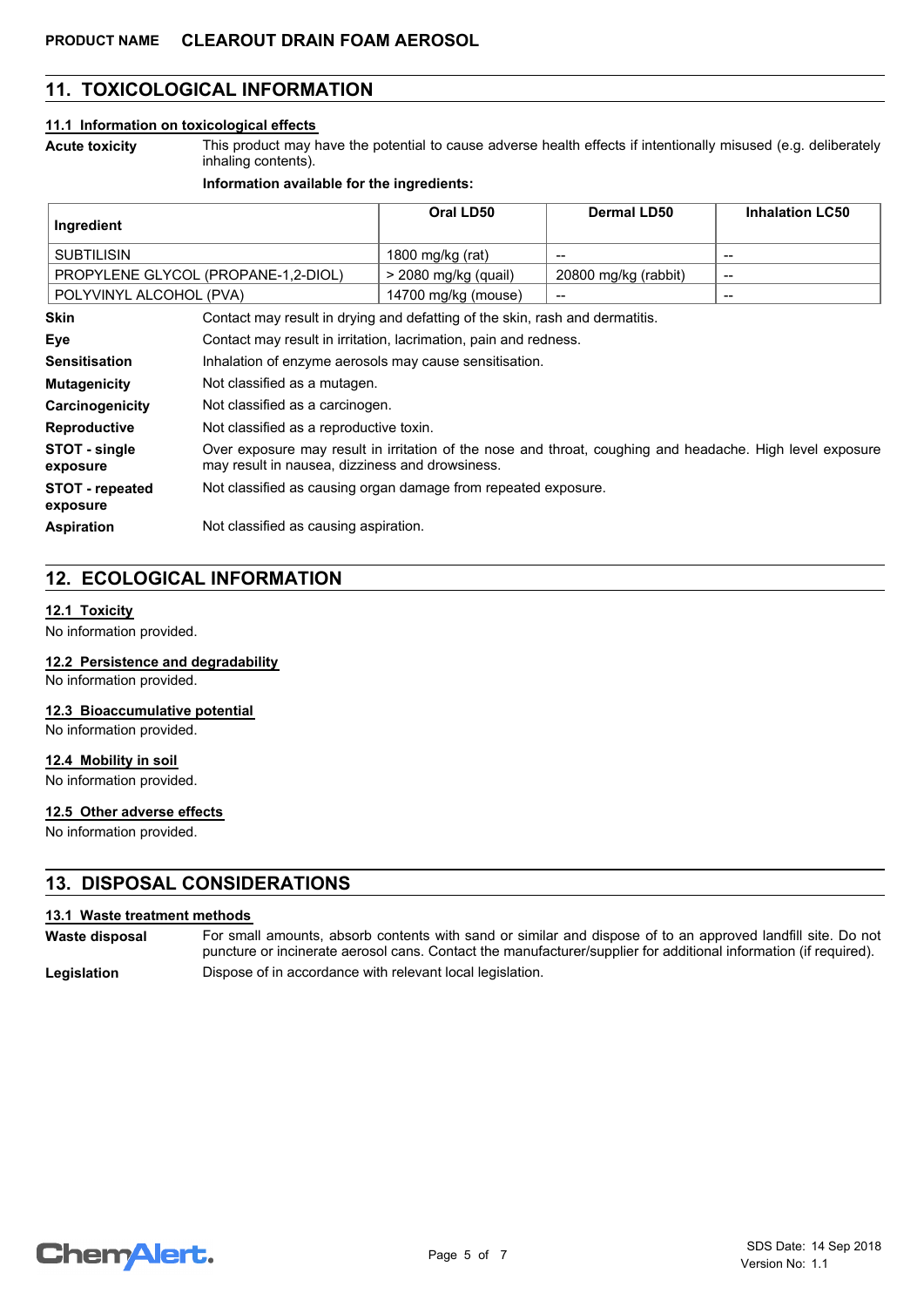**PRODUCT NAME** **CLEAROUT DRAIN FOAM AEROSOL**

## 11. TOXICOLOGICAL INFORMATION

### 11.1 Information on toxicological effects

**Acute toxicity** This product may have the potential to cause adverse health effects if intentionally misused (e.g. deliberately inhaling contents).

**Information available for the ingredients:**

| Ingredient | Oral LD50 | Dermal LD50 | Inhalation LC50 |
|---|---|---|---|
| SUBTILISIN | 1800 mg/kg (rat) | -- | -- |
| PROPYLENE GLYCOL (PROPANE-1,2-DIOL) | > 2080 mg/kg (quail) | 20800 mg/kg (rabbit) | -- |
| POLYVINYL ALCOHOL (PVA) | 14700 mg/kg (mouse) | -- | -- |

**Skin** Contact may result in drying and defatting of the skin, rash and dermatitis.

**Eye** Contact may result in irritation, lacrimation, pain and redness.

**Sensitisation** Inhalation of enzyme aerosols may cause sensitisation.

**Mutagenicity** Not classified as a mutagen.

**Carcinogenicity** Not classified as a carcinogen.

**Reproductive** Not classified as a reproductive toxin.

**STOT - single exposure** Over exposure may result in irritation of the nose and throat, coughing and headache. High level exposure may result in nausea, dizziness and drowsiness.

**STOT - repeated exposure** Not classified as causing organ damage from repeated exposure.

**Aspiration** Not classified as causing aspiration.

## 12. ECOLOGICAL INFORMATION

### 12.1 Toxicity

No information provided.

### 12.2 Persistence and degradability

No information provided.

### 12.3 Bioaccumulative potential

No information provided.

### 12.4 Mobility in soil

No information provided.

### 12.5 Other adverse effects

No information provided.

## 13. DISPOSAL CONSIDERATIONS

### 13.1 Waste treatment methods

**Waste disposal** For small amounts, absorb contents with sand or similar and dispose of to an approved landfill site. Do not puncture or incinerate aerosol cans. Contact the manufacturer/supplier for additional information (if required).

**Legislation** Dispose of in accordance with relevant local legislation.

SDS Date: 14 Sep 2018
Version No: 1.1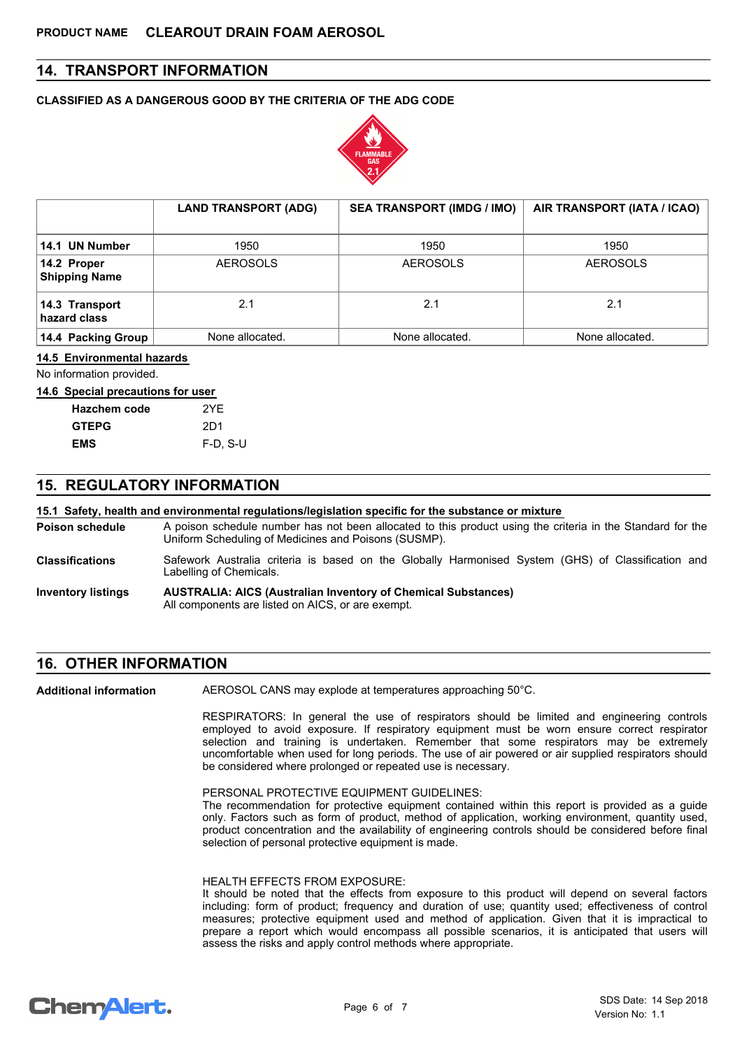## 14. TRANSPORT INFORMATION

**CLASSIFIED AS A DANGEROUS GOOD BY THE CRITERIA OF THE ADG CODE**

FLAMMABLE GAS 2.1

| | LAND TRANSPORT (ADG) | SEA TRANSPORT (IMDG / IMO) | AIR TRANSPORT (IATA / ICAO) |
|---|---|---|---|
| **14.1 UN Number** | 1950 | 1950 | 1950 |
| **14.2 Proper Shipping Name** | AEROSOLS | AEROSOLS | AEROSOLS |
| **14.3 Transport hazard class** | 2.1 | 2.1 | 2.1 |
| **14.4 Packing Group** | None allocated. | None allocated. | None allocated. |

**14.5 Environmental hazards**

No information provided.

**14.6 Special precautions for user**

| | |
|---|---|
| **Hazchem code** | 2YE |
| **GTEPG** | 2D1 |
| **EMS** | F-D, S-U |

## 15. REGULATORY INFORMATION

**15.1 Safety, health and environmental regulations/legislation specific for the substance or mixture**

**Poison schedule** A poison schedule number has not been allocated to this product using the criteria in the Standard for the Uniform Scheduling of Medicines and Poisons (SUSMP).

**Classifications** Safework Australia criteria is based on the Globally Harmonised System (GHS) of Classification and Labelling of Chemicals.

**Inventory listings** **AUSTRALIA: AICS (Australian Inventory of Chemical Substances)**
All components are listed on AICS, or are exempt.

## 16. OTHER INFORMATION

**Additional information**

AEROSOL CANS may explode at temperatures approaching 50°C.

RESPIRATORS: In general the use of respirators should be limited and engineering controls employed to avoid exposure. If respiratory equipment must be worn ensure correct respirator selection and training is undertaken. Remember that some respirators may be extremely uncomfortable when used for long periods. The use of air powered or air supplied respirators should be considered where prolonged or repeated use is necessary.

PERSONAL PROTECTIVE EQUIPMENT GUIDELINES:
The recommendation for protective equipment contained within this report is provided as a guide only. Factors such as form of product, method of application, working environment, quantity used, product concentration and the availability of engineering controls should be considered before final selection of personal protective equipment is made.

HEALTH EFFECTS FROM EXPOSURE:
It should be noted that the effects from exposure to this product will depend on several factors including: form of product; frequency and duration of use; quantity used; effectiveness of control measures; protective equipment used and method of application. Given that it is impractical to prepare a report which would encompass all possible scenarios, it is anticipated that users will assess the risks and apply control methods where appropriate.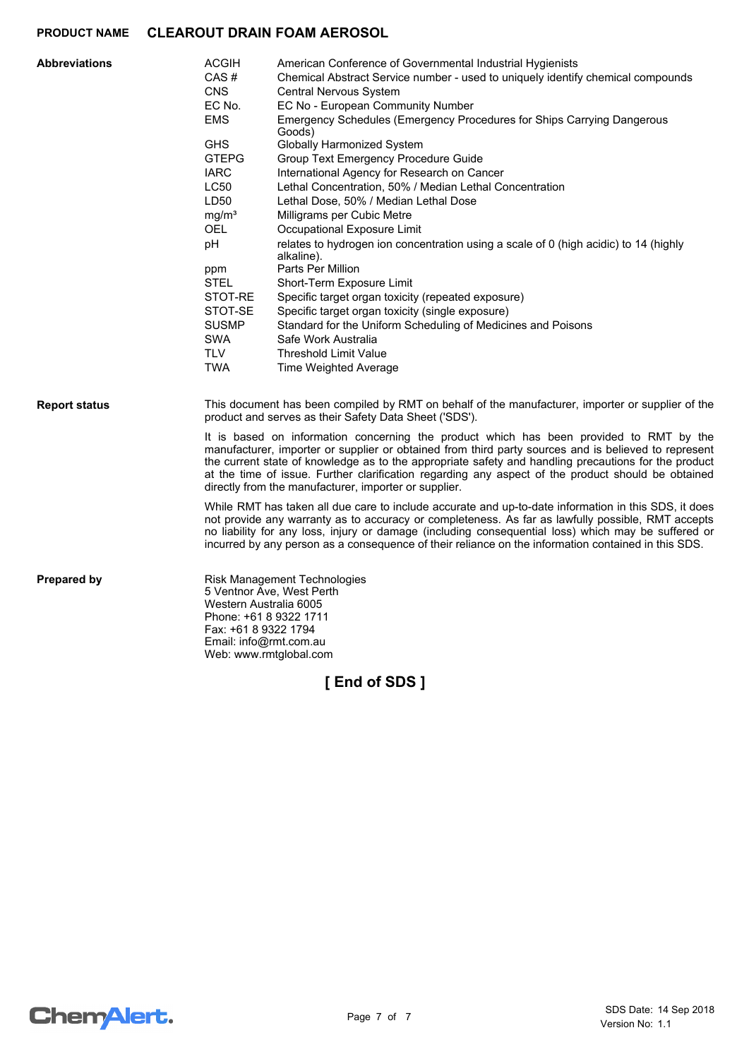**PRODUCT NAME** **CLEAROUT DRAIN FOAM AEROSOL**

**Abbreviations**

| | |
|---|---|
| ACGIH | American Conference of Governmental Industrial Hygienists |
| CAS # | Chemical Abstract Service number - used to uniquely identify chemical compounds |
| CNS | Central Nervous System |
| EC No. | EC No - European Community Number |
| EMS | Emergency Schedules (Emergency Procedures for Ships Carrying Dangerous Goods) |
| GHS | Globally Harmonized System |
| GTEPG | Group Text Emergency Procedure Guide |
| IARC | International Agency for Research on Cancer |
| LC50 | Lethal Concentration, 50% / Median Lethal Concentration |
| LD50 | Lethal Dose, 50% / Median Lethal Dose |
| mg/m³ | Milligrams per Cubic Metre |
| OEL | Occupational Exposure Limit |
| pH | relates to hydrogen ion concentration using a scale of 0 (high acidic) to 14 (highly alkaline). |
| ppm | Parts Per Million |
| STEL | Short-Term Exposure Limit |
| STOT-RE | Specific target organ toxicity (repeated exposure) |
| STOT-SE | Specific target organ toxicity (single exposure) |
| SUSMP | Standard for the Uniform Scheduling of Medicines and Poisons |
| SWA | Safe Work Australia |
| TLV | Threshold Limit Value |
| TWA | Time Weighted Average |

**Report status**

This document has been compiled by RMT on behalf of the manufacturer, importer or supplier of the product and serves as their Safety Data Sheet ('SDS').

It is based on information concerning the product which has been provided to RMT by the manufacturer, importer or supplier or obtained from third party sources and is believed to represent the current state of knowledge as to the appropriate safety and handling precautions for the product at the time of issue. Further clarification regarding any aspect of the product should be obtained directly from the manufacturer, importer or supplier.

While RMT has taken all due care to include accurate and up-to-date information in this SDS, it does not provide any warranty as to accuracy or completeness. As far as lawfully possible, RMT accepts no liability for any loss, injury or damage (including consequential loss) which may be suffered or incurred by any person as a consequence of their reliance on the information contained in this SDS.

**Prepared by**

Risk Management Technologies
5 Ventnor Ave, West Perth
Western Australia 6005
Phone: +61 8 9322 1711
Fax: +61 8 9322 1794
Email: info@rmt.com.au
Web: www.rmtglobal.com

**[ End of SDS ]**

SDS Date: 14 Sep 2018
Version No: 1.1